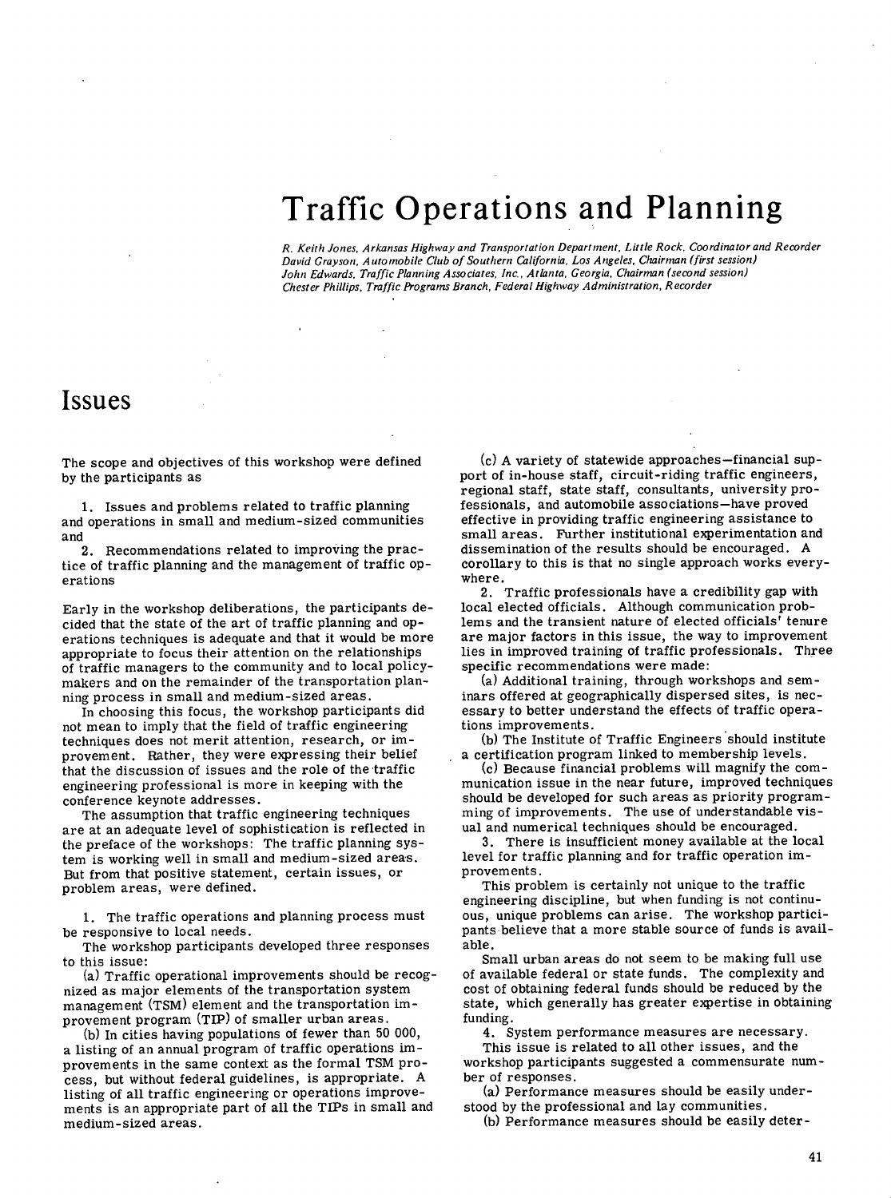# Traffic Operations and Planning

*R. Keith Jones, Arkansas Highway and Transportation Department, Little Rock, Coordinator and Recorder*
*David Grayson, Automobile Club of Southern California, Los Angeles, Chairman (first session)*
*John Edwards, Traffic Planning Associates, Inc., Atlanta, Georgia, Chairman (second session)*
*Chester Phillips, Traffic Programs Branch, Federal Highway Administration, Recorder*

## Issues

The scope and objectives of this workshop were defined by the participants as

1. Issues and problems related to traffic planning and operations in small and medium-sized communities and
2. Recommendations related to improving the practice of traffic planning and the management of traffic operations

Early in the workshop deliberations, the participants decided that the state of the art of traffic planning and operations techniques is adequate and that it would be more appropriate to focus their attention on the relationships of traffic managers to the community and to local policymakers and on the remainder of the transportation planning process in small and medium-sized areas.

In choosing this focus, the workshop participants did not mean to imply that the field of traffic engineering techniques does not merit attention, research, or improvement. Rather, they were expressing their belief that the discussion of issues and the role of the traffic engineering professional is more in keeping with the conference keynote addresses.

The assumption that traffic engineering techniques are at an adequate level of sophistication is reflected in the preface of the workshops: The traffic planning system is working well in small and medium-sized areas. But from that positive statement, certain issues, or problem areas, were defined.

1. The traffic operations and planning process must be responsive to local needs.

The workshop participants developed three responses to this issue:

(a) Traffic operational improvements should be recognized as major elements of the transportation system management (TSM) element and the transportation improvement program (TIP) of smaller urban areas.

(b) In cities having populations of fewer than 50 000, a listing of an annual program of traffic operations improvements in the same context as the formal TSM process, but without federal guidelines, is appropriate. A listing of all traffic engineering or operations improvements is an appropriate part of all the TIPs in small and medium-sized areas.

(c) A variety of statewide approaches—financial support of in-house staff, circuit-riding traffic engineers, regional staff, state staff, consultants, university professionals, and automobile associations—have proved effective in providing traffic engineering assistance to small areas. Further institutional experimentation and dissemination of the results should be encouraged. A corollary to this is that no single approach works everywhere.

2. Traffic professionals have a credibility gap with local elected officials. Although communication problems and the transient nature of elected officials' tenure are major factors in this issue, the way to improvement lies in improved training of traffic professionals. Three specific recommendations were made:

(a) Additional training, through workshops and seminars offered at geographically dispersed sites, is necessary to better understand the effects of traffic operations improvements.

(b) The Institute of Traffic Engineers should institute a certification program linked to membership levels.

(c) Because financial problems will magnify the communication issue in the near future, improved techniques should be developed for such areas as priority programming of improvements. The use of understandable visual and numerical techniques should be encouraged.

3. There is insufficient money available at the local level for traffic planning and for traffic operation improvements.

This problem is certainly not unique to the traffic engineering discipline, but when funding is not continuous, unique problems can arise. The workshop participants believe that a more stable source of funds is available.

Small urban areas do not seem to be making full use of available federal or state funds. The complexity and cost of obtaining federal funds should be reduced by the state, which generally has greater expertise in obtaining funding.

4. System performance measures are necessary.

This issue is related to all other issues, and the workshop participants suggested a commensurate number of responses.

(a) Performance measures should be easily understood by the professional and lay communities.

(b) Performance measures should be easily deter-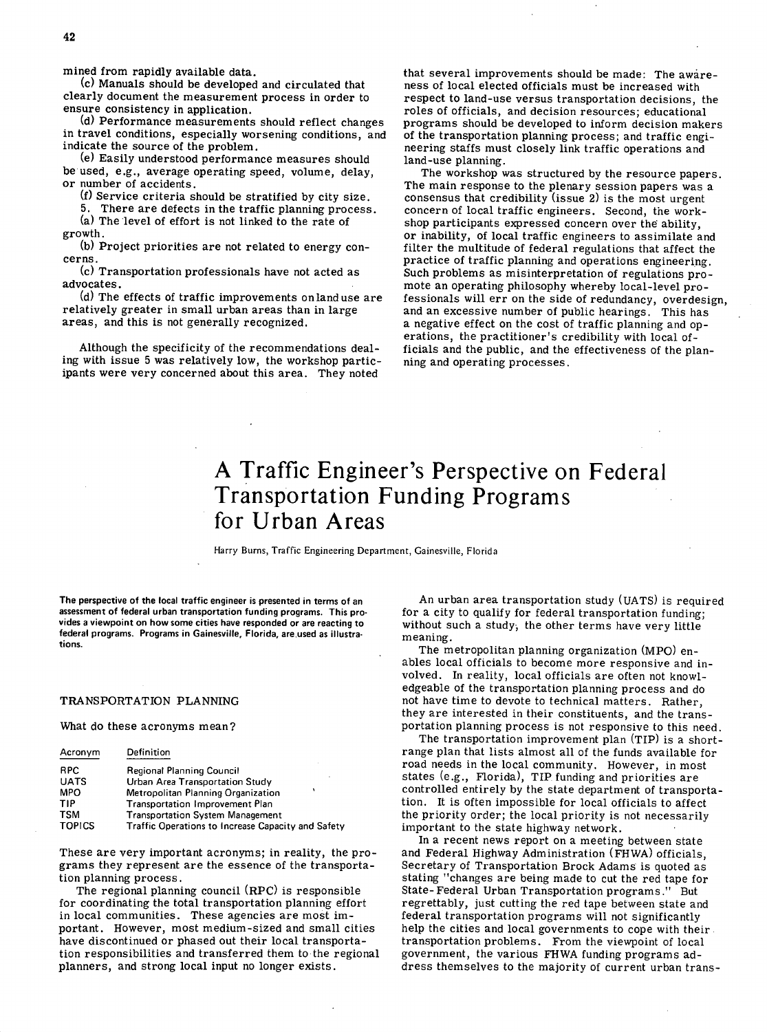mined from rapidly available data.

(c) Manuals should be developed and circulated that clearly document the measurement process in order to ensure consistency in application.

(d) Performance measurements should reflect changes in travel conditions, especially worsening conditions, and indicate the source of the problem.

(e) Easily understood performance measures should be used, e.g., average operating speed, volume, delay, or number of accidents.

(f) Service criteria should be stratified by city size.

5. There are defects in the traffic planning process.

(a) The level of effort is not linked to the rate of growth.

(b) Project priorities are not related to energy concerns.

(c) Transportation professionals have not acted as advocates.

(d) The effects of traffic improvements on land use are relatively greater in small urban areas than in large areas, and this is not generally recognized.

Although the specificity of the recommendations dealing with issue 5 was relatively low, the workshop participants were very concerned about this area. They noted that several improvements should be made: The awareness of local elected officials must be increased with respect to land-use versus transportation decisions, the roles of officials, and decision resources; educational programs should be developed to inform decision makers of the transportation planning process; and traffic engineering staffs must closely link traffic operations and land-use planning.

The workshop was structured by the resource papers. The main response to the plenary session papers was a consensus that credibility (issue 2) is the most urgent concern of local traffic engineers. Second, the workshop participants expressed concern over the ability, or inability, of local traffic engineers to assimilate and filter the multitude of federal regulations that affect the practice of traffic planning and operations engineering. Such problems as misinterpretation of regulations promote an operating philosophy whereby local-level professionals will err on the side of redundancy, overdesign, and an excessive number of public hearings. This has a negative effect on the cost of traffic planning and operations, the practitioner's credibility with local officials and the public, and the effectiveness of the planning and operating processes.

# A Traffic Engineer's Perspective on Federal Transportation Funding Programs for Urban Areas

Harry Burns, Traffic Engineering Department, Gainesville, Florida

**The perspective of the local traffic engineer is presented in terms of an assessment of federal urban transportation funding programs. This provides a viewpoint on how some cities have responded or are reacting to federal programs. Programs in Gainesville, Florida, are used as illustrations.**

## TRANSPORTATION PLANNING

What do these acronyms mean?

| Acronym | Definition |
|---|---|
| RPC | Regional Planning Council |
| UATS | Urban Area Transportation Study |
| MPO | Metropolitan Planning Organization |
| TIP | Transportation Improvement Plan |
| TSM | Transportation System Management |
| TOPICS | Traffic Operations to Increase Capacity and Safety |

These are very important acronyms; in reality, the programs they represent are the essence of the transportation planning process.

The regional planning council (RPC) is responsible for coordinating the total transportation planning effort in local communities. These agencies are most important. However, most medium-sized and small cities have discontinued or phased out their local transportation responsibilities and transferred them to the regional planners, and strong local input no longer exists.

An urban area transportation study (UATS) is required for a city to qualify for federal transportation funding; without such a study, the other terms have very little meaning.

The metropolitan planning organization (MPO) enables local officials to become more responsive and involved. In reality, local officials are often not knowledgeable of the transportation planning process and do not have time to devote to technical matters. Rather, they are interested in their constituents, and the transportation planning process is not responsive to this need.

The transportation improvement plan (TIP) is a short-range plan that lists almost all of the funds available for road needs in the local community. However, in most states (e.g., Florida), TIP funding and priorities are controlled entirely by the state department of transportation. It is often impossible for local officials to affect the priority order; the local priority is not necessarily important to the state highway network.

In a recent news report on a meeting between state and Federal Highway Administration (FHWA) officials, Secretary of Transportation Brock Adams is quoted as stating "changes are being made to cut the red tape for State-Federal Urban Transportation programs." But regrettably, just cutting the red tape between state and federal transportation programs will not significantly help the cities and local governments to cope with their transportation problems. From the viewpoint of local government, the various FHWA funding programs address themselves to the majority of current urban trans-